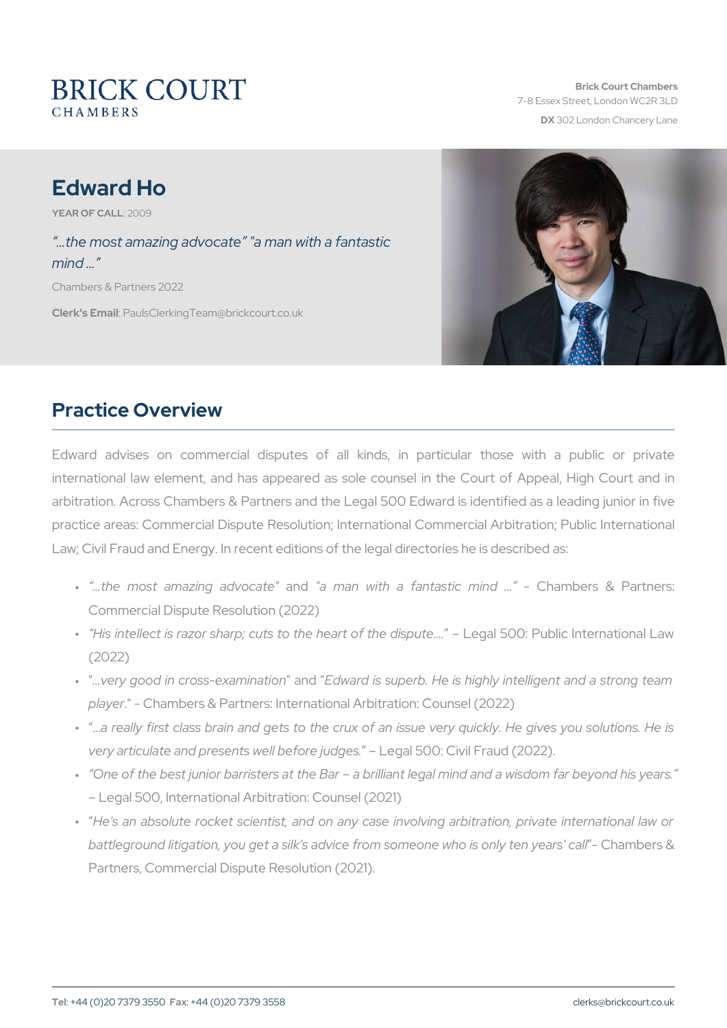# BRICK COURT CHAMBERS

**Brick Court Chambers**
7-8 Essex Street, London WC2R 3LD
**DX** 302 London Chancery Lane

# Edward Ho

**YEAR OF CALL**: 2009

*"...the most amazing advocate" "a man with a fantastic mind ..."*

Chambers & Partners 2022

**Clerk's Email**: PaulsClerkingTeam@brickcourt.co.uk

## Practice Overview

Edward advises on commercial disputes of all kinds, in particular those with a public or private international law element, and has appeared as sole counsel in the Court of Appeal, High Court and in arbitration. Across Chambers & Partners and the Legal 500 Edward is identified as a leading junior in five practice areas: Commercial Dispute Resolution; International Commercial Arbitration; Public International Law; Civil Fraud and Energy. In recent editions of the legal directories he is described as:

- *"...the most amazing advocate"* and *"a man with a fantastic mind ..."* – Chambers & Partners: Commercial Dispute Resolution (2022)
- *"His intellect is razor sharp; cuts to the heart of the dispute...."* – Legal 500: Public International Law (2022)
- "*...very good in cross-examination*" and "*Edward is superb. He is highly intelligent and a strong team player*." - Chambers & Partners: International Arbitration: Counsel (2022)
- *"...a really first class brain and gets to the crux of an issue very quickly. He gives you solutions. He is very articulate and presents well before judges."* – Legal 500: Civil Fraud (2022).
- *"One of the best junior barristers at the Bar – a brilliant legal mind and a wisdom far beyond his years."* – Legal 500, International Arbitration: Counsel (2021)
- "*He's an absolute rocket scientist, and on any case involving arbitration, private international law or battleground litigation, you get a silk's advice from someone who is only ten years' call*"- Chambers & Partners, Commercial Dispute Resolution (2021).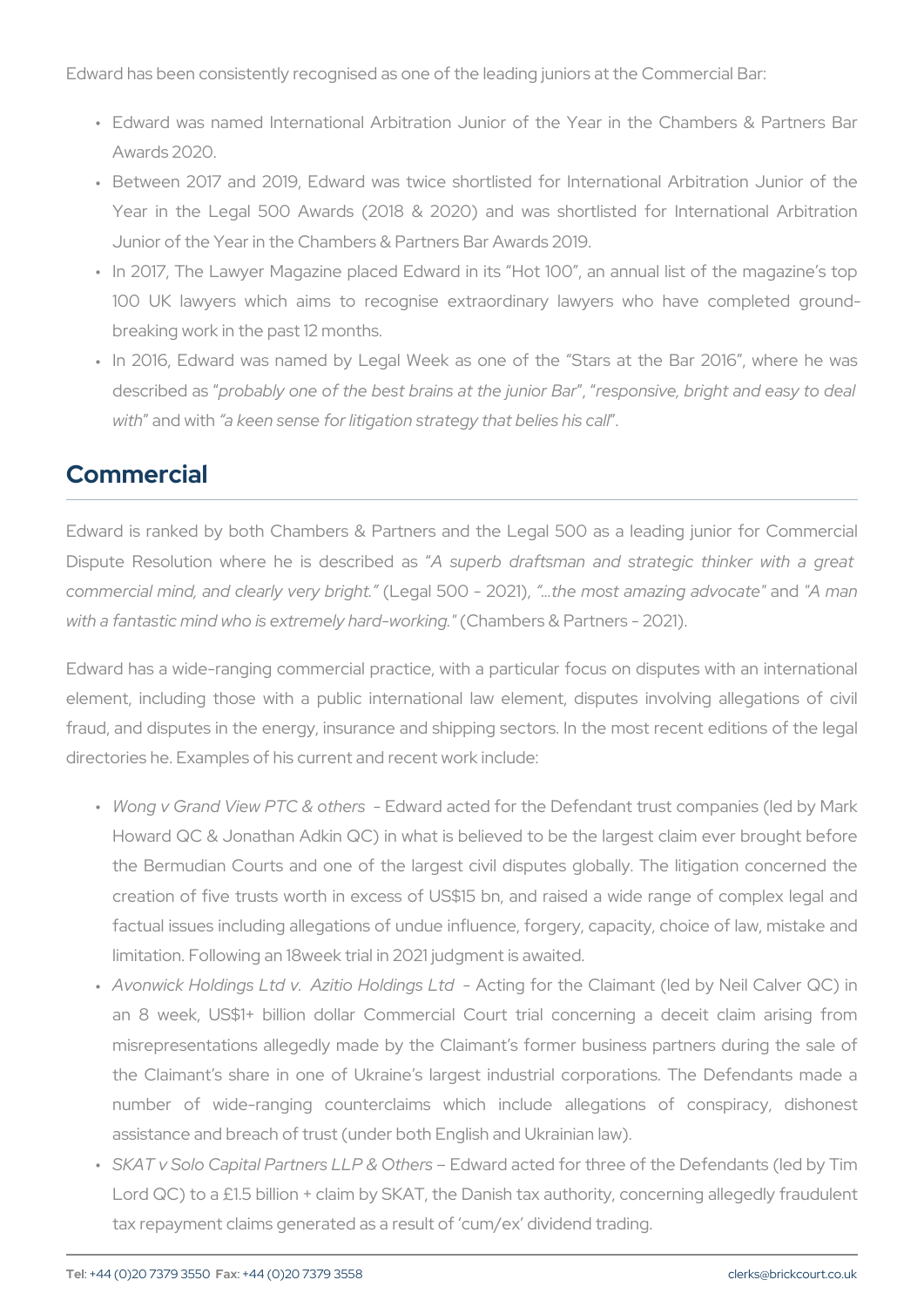Edward has been consistently recognised as one of the leading juniors at the Commercial Bar:

- Edward was named International Arbitration Junior of the Year in the Chambers & Partners Bar Awards 2020.
- Between 2017 and 2019, Edward was twice shortlisted for International Arbitration Junior of the Year in the Legal 500 Awards (2018 & 2020) and was shortlisted for International Arbitration Junior of the Year in the Chambers & Partners Bar Awards 2019.
- In 2017, The Lawyer Magazine placed Edward in its "Hot 100", an annual list of the magazine's top 100 UK lawyers which aims to recognise extraordinary lawyers who have completed ground-breaking work in the past 12 months.
- In 2016, Edward was named by Legal Week as one of the "Stars at the Bar 2016", where he was described as "*probably one of the best brains at the junior Bar*", "*responsive, bright and easy to deal with*" and with *"a keen sense for litigation strategy that belies his call*".

## Commercial

Edward is ranked by both Chambers & Partners and the Legal 500 as a leading junior for Commercial Dispute Resolution where he is described as *"A superb draftsman and strategic thinker with a great commercial mind, and clearly very bright."* (Legal 500 - 2021), *"…the most amazing advocate"* and *"A man with a fantastic mind who is extremely hard-working."* (Chambers & Partners - 2021).

Edward has a wide-ranging commercial practice, with a particular focus on disputes with an international element, including those with a public international law element, disputes involving allegations of civil fraud, and disputes in the energy, insurance and shipping sectors. In the most recent editions of the legal directories he. Examples of his current and recent work include:

- *Wong v Grand View PTC & others* - Edward acted for the Defendant trust companies (led by Mark Howard QC & Jonathan Adkin QC) in what is believed to be the largest claim ever brought before the Bermudian Courts and one of the largest civil disputes globally. The litigation concerned the creation of five trusts worth in excess of US$15 bn, and raised a wide range of complex legal and factual issues including allegations of undue influence, forgery, capacity, choice of law, mistake and limitation. Following an 18week trial in 2021 judgment is awaited.
- *Avonwick Holdings Ltd v. Azitio Holdings Ltd* - Acting for the Claimant (led by Neil Calver QC) in an 8 week, US$1+ billion dollar Commercial Court trial concerning a deceit claim arising from misrepresentations allegedly made by the Claimant's former business partners during the sale of the Claimant's share in one of Ukraine's largest industrial corporations. The Defendants made a number of wide-ranging counterclaims which include allegations of conspiracy, dishonest assistance and breach of trust (under both English and Ukrainian law).
- *SKAT v Solo Capital Partners LLP & Others* – Edward acted for three of the Defendants (led by Tim Lord QC) to a £1.5 billion + claim by SKAT, the Danish tax authority, concerning allegedly fraudulent tax repayment claims generated as a result of 'cum/ex' dividend trading.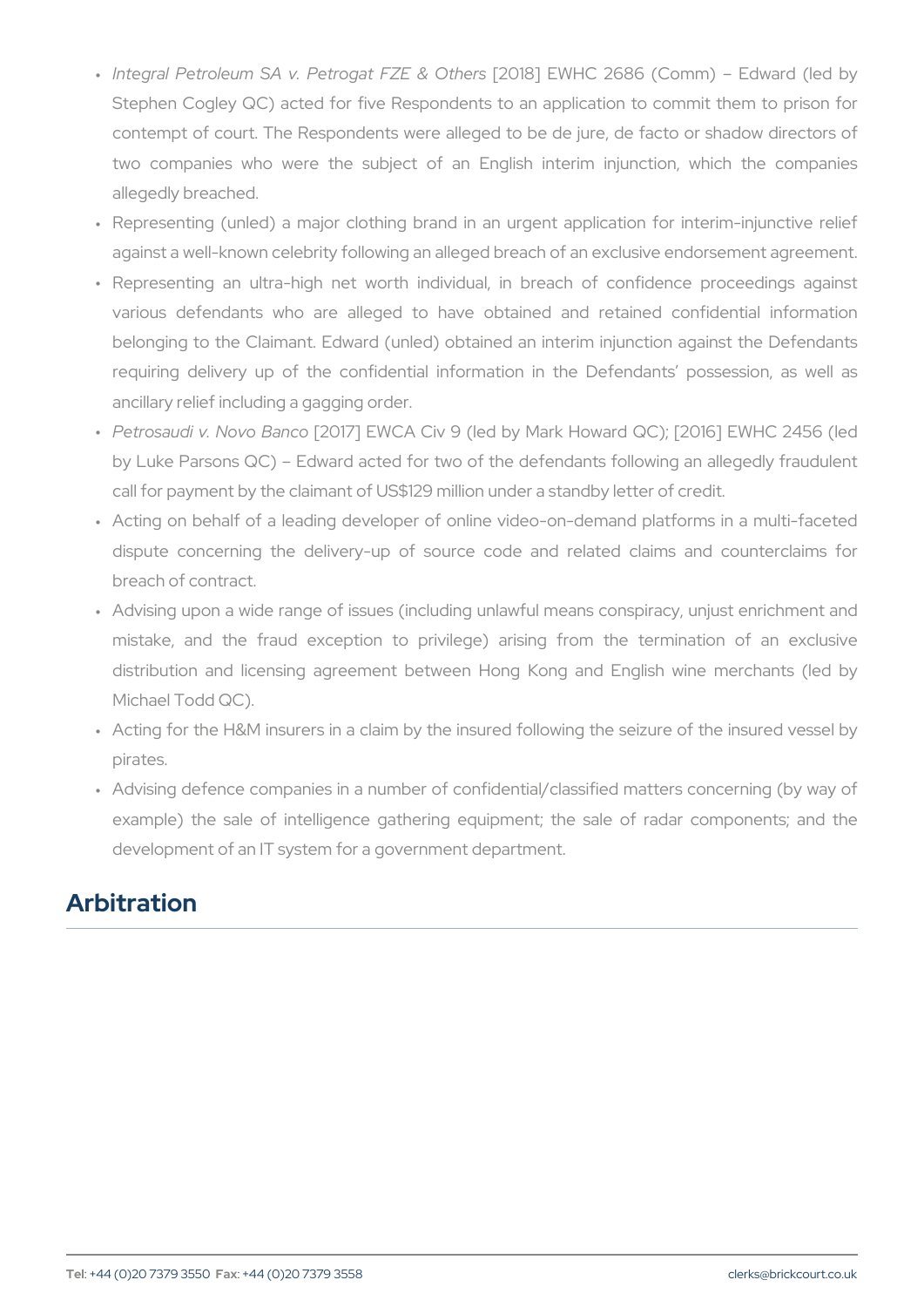- *Integral Petroleum SA v. Petrogat FZE & Others* [2018] EWHC 2686 (Comm) – Edward (led by Stephen Cogley QC) acted for five Respondents to an application to commit them to prison for contempt of court. The Respondents were alleged to be de jure, de facto or shadow directors of two companies who were the subject of an English interim injunction, which the companies allegedly breached.
- Representing (unled) a major clothing brand in an urgent application for interim-injunctive relief against a well-known celebrity following an alleged breach of an exclusive endorsement agreement.
- Representing an ultra-high net worth individual, in breach of confidence proceedings against various defendants who are alleged to have obtained and retained confidential information belonging to the Claimant. Edward (unled) obtained an interim injunction against the Defendants requiring delivery up of the confidential information in the Defendants' possession, as well as ancillary relief including a gagging order.
- *Petrosaudi v. Novo Banco* [2017] EWCA Civ 9 (led by Mark Howard QC); [2016] EWHC 2456 (led by Luke Parsons QC) – Edward acted for two of the defendants following an allegedly fraudulent call for payment by the claimant of US$129 million under a standby letter of credit.
- Acting on behalf of a leading developer of online video-on-demand platforms in a multi-faceted dispute concerning the delivery-up of source code and related claims and counterclaims for breach of contract.
- Advising upon a wide range of issues (including unlawful means conspiracy, unjust enrichment and mistake, and the fraud exception to privilege) arising from the termination of an exclusive distribution and licensing agreement between Hong Kong and English wine merchants (led by Michael Todd QC).
- Acting for the H&M insurers in a claim by the insured following the seizure of the insured vessel by pirates.
- Advising defence companies in a number of confidential/classified matters concerning (by way of example) the sale of intelligence gathering equipment; the sale of radar components; and the development of an IT system for a government department.

## Arbitration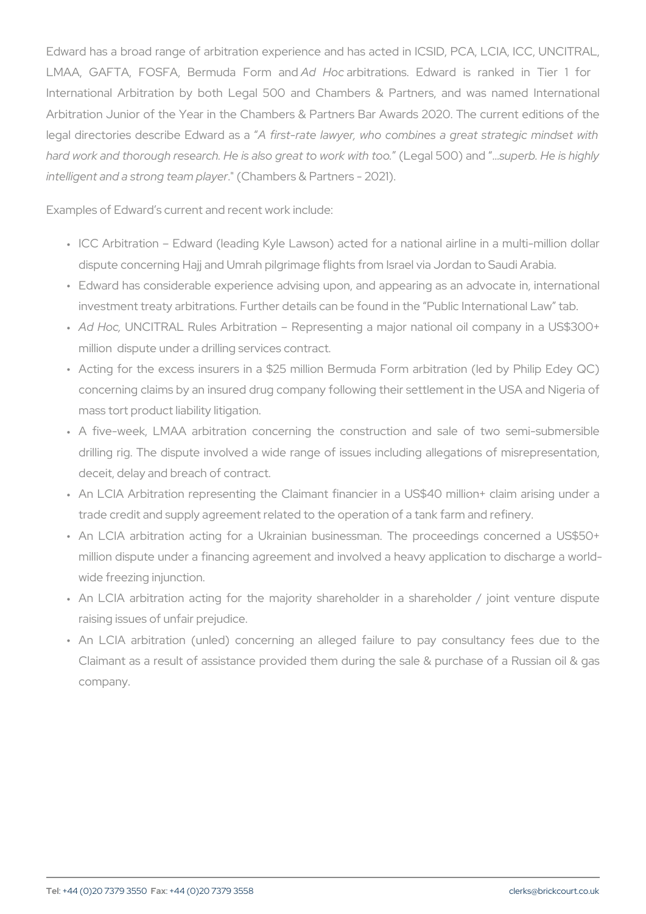Edward has a broad range of arbitration experience and has acted in ICSID, PCA, LCIA, ICC, UNCITRAL, LMAA, GAFTA, FOSFA, Bermuda Form and *Ad Hoc* arbitrations. Edward is ranked in Tier 1 for International Arbitration by both Legal 500 and Chambers & Partners, and was named International Arbitration Junior of the Year in the Chambers & Partners Bar Awards 2020. The current editions of the legal directories describe Edward as a "*A first-rate lawyer, who combines a great strategic mindset with hard work and thorough research. He is also great to work with too.*" (Legal 500) and "*...superb. He is highly intelligent and a strong team player*." (Chambers & Partners - 2021).

Examples of Edward's current and recent work include:

- ICC Arbitration – Edward (leading Kyle Lawson) acted for a national airline in a multi-million dollar dispute concerning Hajj and Umrah pilgrimage flights from Israel via Jordan to Saudi Arabia.
- Edward has considerable experience advising upon, and appearing as an advocate in, international investment treaty arbitrations. Further details can be found in the "Public International Law" tab.
- *Ad Hoc*, UNCITRAL Rules Arbitration – Representing a major national oil company in a US$300+ million dispute under a drilling services contract.
- Acting for the excess insurers in a $25 million Bermuda Form arbitration (led by Philip Edey QC) concerning claims by an insured drug company following their settlement in the USA and Nigeria of mass tort product liability litigation.
- A five-week, LMAA arbitration concerning the construction and sale of two semi-submersible drilling rig. The dispute involved a wide range of issues including allegations of misrepresentation, deceit, delay and breach of contract.
- An LCIA Arbitration representing the Claimant financier in a US$40 million+ claim arising under a trade credit and supply agreement related to the operation of a tank farm and refinery.
- An LCIA arbitration acting for a Ukrainian businessman. The proceedings concerned a US$50+ million dispute under a financing agreement and involved a heavy application to discharge a world-wide freezing injunction.
- An LCIA arbitration acting for the majority shareholder in a shareholder / joint venture dispute raising issues of unfair prejudice.
- An LCIA arbitration (unled) concerning an alleged failure to pay consultancy fees due to the Claimant as a result of assistance provided them during the sale & purchase of a Russian oil & gas company.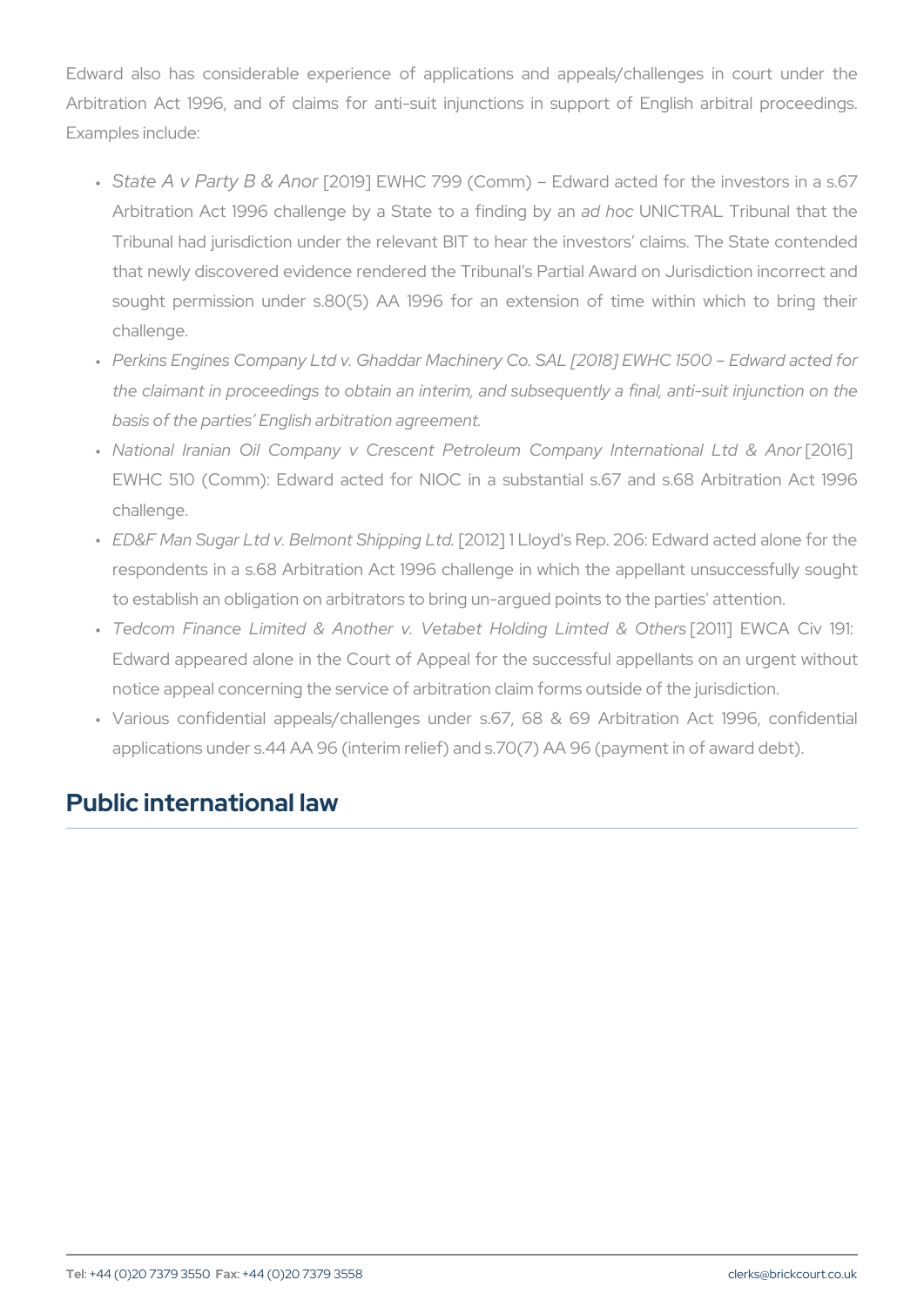Edward also has considerable experience of applications and appeals/challenges in court under the Arbitration Act 1996, and of claims for anti-suit injunctions in support of English arbitral proceedings. Examples include:

- *State A v Party B & Anor* [2019] EWHC 799 (Comm) – Edward acted for the investors in a s.67 Arbitration Act 1996 challenge by a State to a finding by an *ad hoc* UNICTRAL Tribunal that the Tribunal had jurisdiction under the relevant BIT to hear the investors' claims. The State contended that newly discovered evidence rendered the Tribunal's Partial Award on Jurisdiction incorrect and sought permission under s.80(5) AA 1996 for an extension of time within which to bring their challenge.
- *Perkins Engines Company Ltd v. Ghaddar Machinery Co. SAL [2018] EWHC 1500 – Edward acted for the claimant in proceedings to obtain an interim, and subsequently a final, anti-suit injunction on the basis of the parties' English arbitration agreement.*
- *National Iranian Oil Company v Crescent Petroleum Company International Ltd & Anor* [2016] EWHC 510 (Comm): Edward acted for NIOC in a substantial s.67 and s.68 Arbitration Act 1996 challenge.
- *ED&F Man Sugar Ltd v. Belmont Shipping Ltd.* [2012] 1 Lloyd's Rep. 206: Edward acted alone for the respondents in a s.68 Arbitration Act 1996 challenge in which the appellant unsuccessfully sought to establish an obligation on arbitrators to bring un-argued points to the parties' attention.
- *Tedcom Finance Limited & Another v. Vetabet Holding Limted & Others* [2011] EWCA Civ 191: Edward appeared alone in the Court of Appeal for the successful appellants on an urgent without notice appeal concerning the service of arbitration claim forms outside of the jurisdiction.
- Various confidential appeals/challenges under s.67, 68 & 69 Arbitration Act 1996, confidential applications under s.44 AA 96 (interim relief) and s.70(7) AA 96 (payment in of award debt).

## Public international law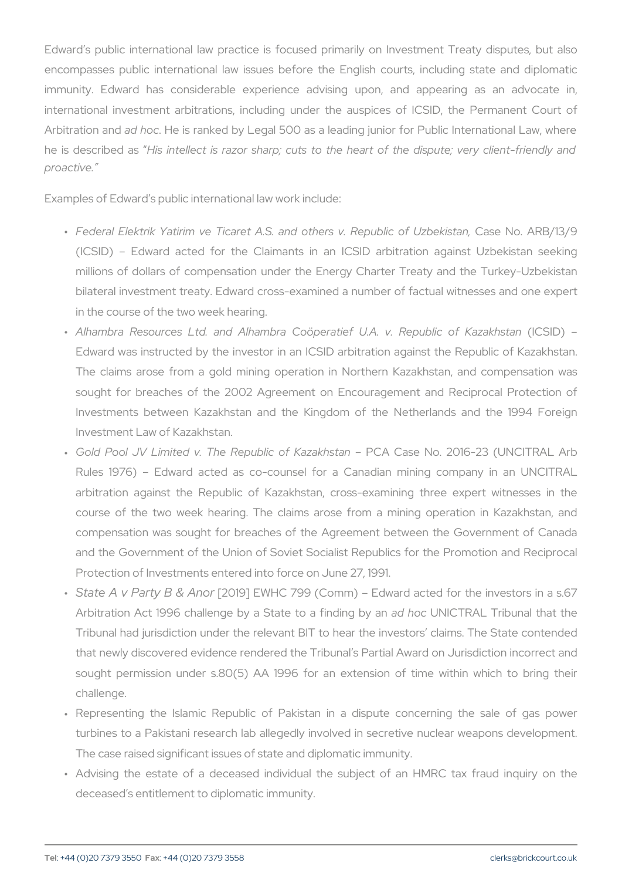Edward's public international law practice is focused primarily on Investment Treaty disputes, but also encompasses public international law issues before the English courts, including state and diplomatic immunity. Edward has considerable experience advising upon, and appearing as an advocate in, international investment arbitrations, including under the auspices of ICSID, the Permanent Court of Arbitration and *ad hoc*. He is ranked by Legal 500 as a leading junior for Public International Law, where he is described as "*His intellect is razor sharp; cuts to the heart of the dispute; very client-friendly and proactive.*"

Examples of Edward's public international law work include:

- *Federal Elektrik Yatirim ve Ticaret A.S. and others v. Republic of Uzbekistan,* Case No. ARB/13/9 (ICSID) – Edward acted for the Claimants in an ICSID arbitration against Uzbekistan seeking millions of dollars of compensation under the Energy Charter Treaty and the Turkey-Uzbekistan bilateral investment treaty. Edward cross-examined a number of factual witnesses and one expert in the course of the two week hearing.
- *Alhambra Resources Ltd. and Alhambra Coöperatief U.A. v. Republic of Kazakhstan* (ICSID) – Edward was instructed by the investor in an ICSID arbitration against the Republic of Kazakhstan. The claims arose from a gold mining operation in Northern Kazakhstan, and compensation was sought for breaches of the 2002 Agreement on Encouragement and Reciprocal Protection of Investments between Kazakhstan and the Kingdom of the Netherlands and the 1994 Foreign Investment Law of Kazakhstan.
- *Gold Pool JV Limited v. The Republic of Kazakhstan* – PCA Case No. 2016-23 (UNCITRAL Arb Rules 1976) – Edward acted as co-counsel for a Canadian mining company in an UNCITRAL arbitration against the Republic of Kazakhstan, cross-examining three expert witnesses in the course of the two week hearing. The claims arose from a mining operation in Kazakhstan, and compensation was sought for breaches of the Agreement between the Government of Canada and the Government of the Union of Soviet Socialist Republics for the Promotion and Reciprocal Protection of Investments entered into force on June 27, 1991.
- *State A v Party B & Anor* [2019] EWHC 799 (Comm) – Edward acted for the investors in a s.67 Arbitration Act 1996 challenge by a State to a finding by an *ad hoc* UNICTRAL Tribunal that the Tribunal had jurisdiction under the relevant BIT to hear the investors' claims. The State contended that newly discovered evidence rendered the Tribunal's Partial Award on Jurisdiction incorrect and sought permission under s.80(5) AA 1996 for an extension of time within which to bring their challenge.
- Representing the Islamic Republic of Pakistan in a dispute concerning the sale of gas power turbines to a Pakistani research lab allegedly involved in secretive nuclear weapons development. The case raised significant issues of state and diplomatic immunity.
- Advising the estate of a deceased individual the subject of an HMRC tax fraud inquiry on the deceased's entitlement to diplomatic immunity.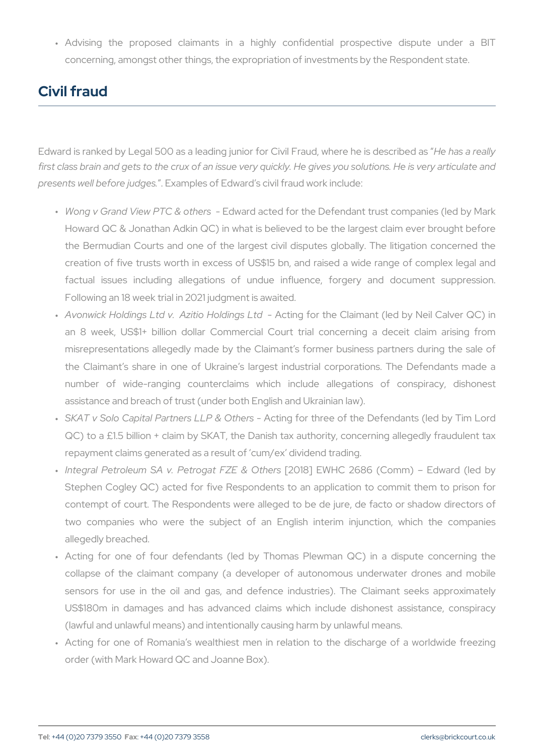- Advising the proposed claimants in a highly confidential prospective dispute under a BIT concerning, amongst other things, the expropriation of investments by the Respondent state.

## Civil fraud

Edward is ranked by Legal 500 as a leading junior for Civil Fraud, where he is described as "*He has a really first class brain and gets to the crux of an issue very quickly. He gives you solutions. He is very articulate and presents well before judges.*". Examples of Edward's civil fraud work include:

- *Wong v Grand View PTC & others* - Edward acted for the Defendant trust companies (led by Mark Howard QC & Jonathan Adkin QC) in what is believed to be the largest claim ever brought before the Bermudian Courts and one of the largest civil disputes globally. The litigation concerned the creation of five trusts worth in excess of US$15 bn, and raised a wide range of complex legal and factual issues including allegations of undue influence, forgery and document suppression. Following an 18 week trial in 2021 judgment is awaited.
- *Avonwick Holdings Ltd v. Azitio Holdings Ltd* - Acting for the Claimant (led by Neil Calver QC) in an 8 week, US$1+ billion dollar Commercial Court trial concerning a deceit claim arising from misrepresentations allegedly made by the Claimant's former business partners during the sale of the Claimant's share in one of Ukraine's largest industrial corporations. The Defendants made a number of wide-ranging counterclaims which include allegations of conspiracy, dishonest assistance and breach of trust (under both English and Ukrainian law).
- *SKAT v Solo Capital Partners LLP & Others* – Acting for three of the Defendants (led by Tim Lord QC) to a £1.5 billion + claim by SKAT, the Danish tax authority, concerning allegedly fraudulent tax repayment claims generated as a result of 'cum/ex' dividend trading.
- *Integral Petroleum SA v. Petrogat FZE & Others* [2018] EWHC 2686 (Comm) – Edward (led by Stephen Cogley QC) acted for five Respondents to an application to commit them to prison for contempt of court. The Respondents were alleged to be de jure, de facto or shadow directors of two companies who were the subject of an English interim injunction, which the companies allegedly breached.
- Acting for one of four defendants (led by Thomas Plewman QC) in a dispute concerning the collapse of the claimant company (a developer of autonomous underwater drones and mobile sensors for use in the oil and gas, and defence industries). The Claimant seeks approximately US$180m in damages and has advanced claims which include dishonest assistance, conspiracy (lawful and unlawful means) and intentionally causing harm by unlawful means.
- Acting for one of Romania's wealthiest men in relation to the discharge of a worldwide freezing order (with Mark Howard QC and Joanne Box).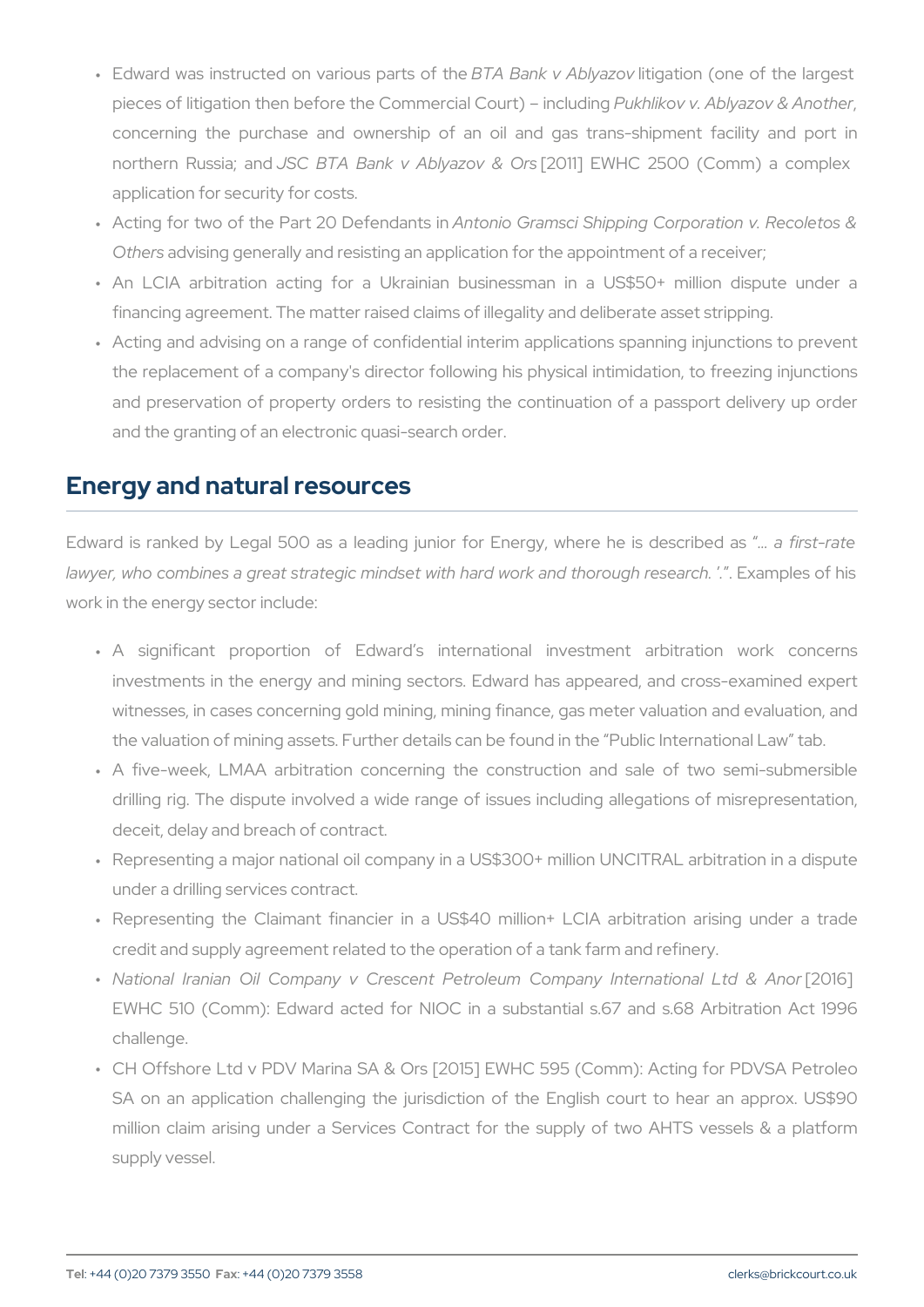- Edward was instructed on various parts of the *BTA Bank v Ablyazov* litigation (one of the largest pieces of litigation then before the Commercial Court) – including *Pukhlikov v. Ablyazov & Another*, concerning the purchase and ownership of an oil and gas trans-shipment facility and port in northern Russia; and *JSC BTA Bank v Ablyazov & Ors* [2011] EWHC 2500 (Comm) a complex application for security for costs.
- Acting for two of the Part 20 Defendants in *Antonio Gramsci Shipping Corporation v. Recoletos & Others* advising generally and resisting an application for the appointment of a receiver;
- An LCIA arbitration acting for a Ukrainian businessman in a US$50+ million dispute under a financing agreement. The matter raised claims of illegality and deliberate asset stripping.
- Acting and advising on a range of confidential interim applications spanning injunctions to prevent the replacement of a company's director following his physical intimidation, to freezing injunctions and preservation of property orders to resisting the continuation of a passport delivery up order and the granting of an electronic quasi-search order.

## Energy and natural resources

Edward is ranked by Legal 500 as a leading junior for Energy, where he is described as "*… a first-rate lawyer, who combines a great strategic mindset with hard work and thorough research.* '.". Examples of his work in the energy sector include:

- A significant proportion of Edward's international investment arbitration work concerns investments in the energy and mining sectors. Edward has appeared, and cross-examined expert witnesses, in cases concerning gold mining, mining finance, gas meter valuation and evaluation, and the valuation of mining assets. Further details can be found in the "Public International Law" tab.
- A five-week, LMAA arbitration concerning the construction and sale of two semi-submersible drilling rig. The dispute involved a wide range of issues including allegations of misrepresentation, deceit, delay and breach of contract.
- Representing a major national oil company in a US$300+ million UNCITRAL arbitration in a dispute under a drilling services contract.
- Representing the Claimant financier in a US$40 million+ LCIA arbitration arising under a trade credit and supply agreement related to the operation of a tank farm and refinery.
- *National Iranian Oil Company v Crescent Petroleum Company International Ltd & Anor* [2016] EWHC 510 (Comm): Edward acted for NIOC in a substantial s.67 and s.68 Arbitration Act 1996 challenge.
- CH Offshore Ltd v PDV Marina SA & Ors [2015] EWHC 595 (Comm): Acting for PDVSA Petroleo SA on an application challenging the jurisdiction of the English court to hear an approx. US$90 million claim arising under a Services Contract for the supply of two AHTS vessels & a platform supply vessel.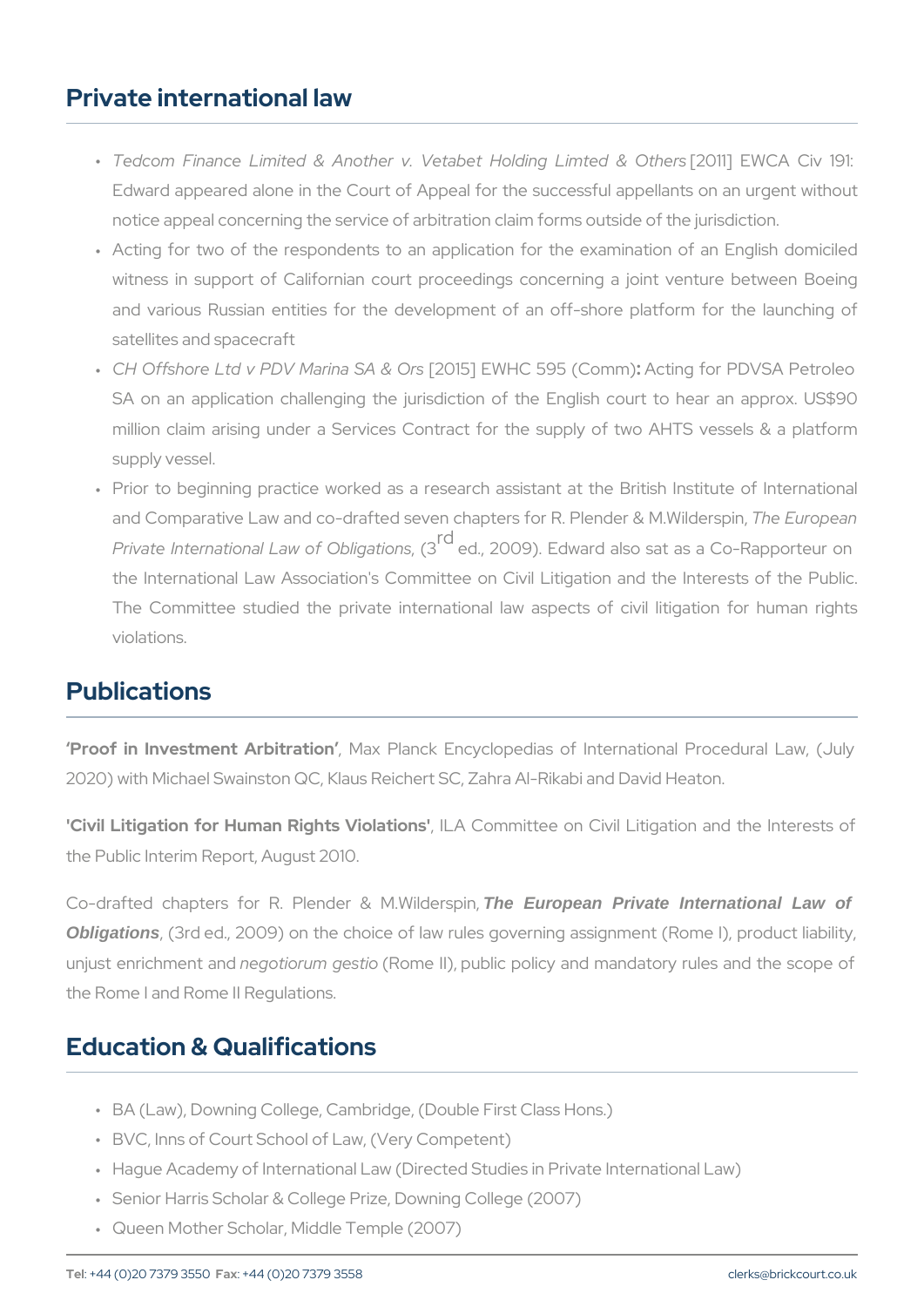## Private international law

- *Tedcom Finance Limited & Another v. Vetabet Holding Limted & Others* [2011] EWCA Civ 191: Edward appeared alone in the Court of Appeal for the successful appellants on an urgent without notice appeal concerning the service of arbitration claim forms outside of the jurisdiction.
- Acting for two of the respondents to an application for the examination of an English domiciled witness in support of Californian court proceedings concerning a joint venture between Boeing and various Russian entities for the development of an off-shore platform for the launching of satellites and spacecraft
- *CH Offshore Ltd v PDV Marina SA & Ors* [2015] EWHC 595 (Comm)**:** Acting for PDVSA Petroleo SA on an application challenging the jurisdiction of the English court to hear an approx. US$90 million claim arising under a Services Contract for the supply of two AHTS vessels & a platform supply vessel.
- Prior to beginning practice worked as a research assistant at the British Institute of International and Comparative Law and co-drafted seven chapters for R. Plender & M.Wilderspin, *The European Private International Law of Obligations*, (3rd ed., 2009). Edward also sat as a Co-Rapporteur on the International Law Association's Committee on Civil Litigation and the Interests of the Public. The Committee studied the private international law aspects of civil litigation for human rights violations.

## Publications

**'Proof in Investment Arbitration'**, Max Planck Encyclopedias of International Procedural Law, (July 2020) with Michael Swainston QC, Klaus Reichert SC, Zahra Al-Rikabi and David Heaton.

**'Civil Litigation for Human Rights Violations'**, ILA Committee on Civil Litigation and the Interests of the Public Interim Report, August 2010.

Co-drafted chapters for R. Plender & M.Wilderspin, ***The European Private International Law of Obligations***, (3rd ed., 2009) on the choice of law rules governing assignment (Rome I), product liability, unjust enrichment and *negotiorum gestio* (Rome II), public policy and mandatory rules and the scope of the Rome I and Rome II Regulations.

## Education & Qualifications

- BA (Law), Downing College, Cambridge, (Double First Class Hons.)
- BVC, Inns of Court School of Law, (Very Competent)
- Hague Academy of International Law (Directed Studies in Private International Law)
- Senior Harris Scholar & College Prize, Downing College (2007)
- Queen Mother Scholar, Middle Temple (2007)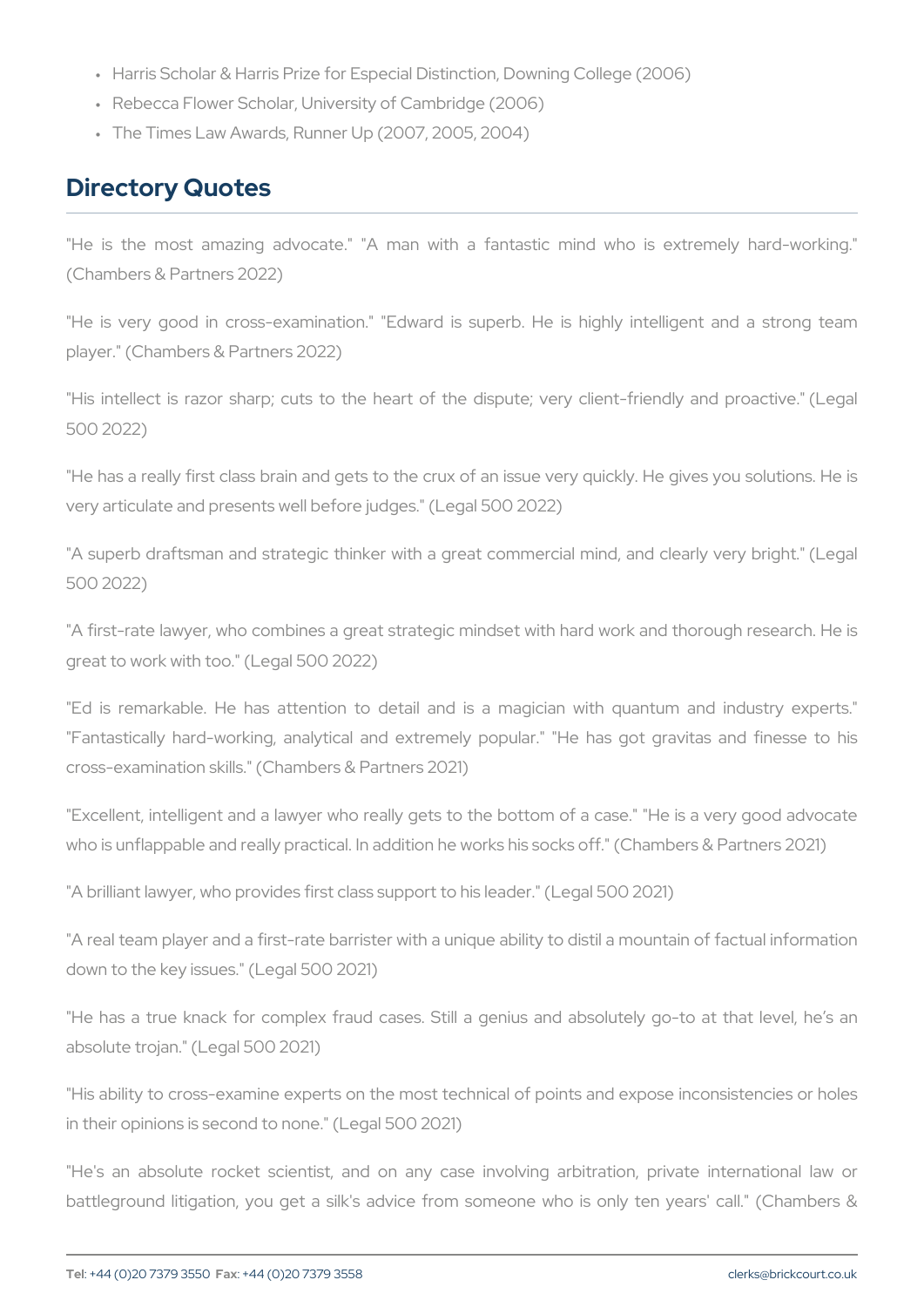- Harris Scholar & Harris Prize for Especial Distinction, Downing College (2006)
- Rebecca Flower Scholar, University of Cambridge (2006)
- The Times Law Awards, Runner Up (2007, 2005, 2004)

## Directory Quotes

"He is the most amazing advocate." "A man with a fantastic mind who is extremely hard-working." (Chambers & Partners 2022)

"He is very good in cross-examination." "Edward is superb. He is highly intelligent and a strong team player." (Chambers & Partners 2022)

"His intellect is razor sharp; cuts to the heart of the dispute; very client-friendly and proactive." (Legal 500 2022)

"He has a really first class brain and gets to the crux of an issue very quickly. He gives you solutions. He is very articulate and presents well before judges." (Legal 500 2022)

"A superb draftsman and strategic thinker with a great commercial mind, and clearly very bright." (Legal 500 2022)

"A first-rate lawyer, who combines a great strategic mindset with hard work and thorough research. He is great to work with too." (Legal 500 2022)

"Ed is remarkable. He has attention to detail and is a magician with quantum and industry experts." "Fantastically hard-working, analytical and extremely popular." "He has got gravitas and finesse to his cross-examination skills." (Chambers & Partners 2021)

"Excellent, intelligent and a lawyer who really gets to the bottom of a case." "He is a very good advocate who is unflappable and really practical. In addition he works his socks off." (Chambers & Partners 2021)

"A brilliant lawyer, who provides first class support to his leader." (Legal 500 2021)

"A real team player and a first-rate barrister with a unique ability to distil a mountain of factual information down to the key issues." (Legal 500 2021)

"He has a true knack for complex fraud cases. Still a genius and absolutely go-to at that level, he's an absolute trojan." (Legal 500 2021)

"His ability to cross-examine experts on the most technical of points and expose inconsistencies or holes in their opinions is second to none." (Legal 500 2021)

"He's an absolute rocket scientist, and on any case involving arbitration, private international law or battleground litigation, you get a silk's advice from someone who is only ten years' call." (Chambers &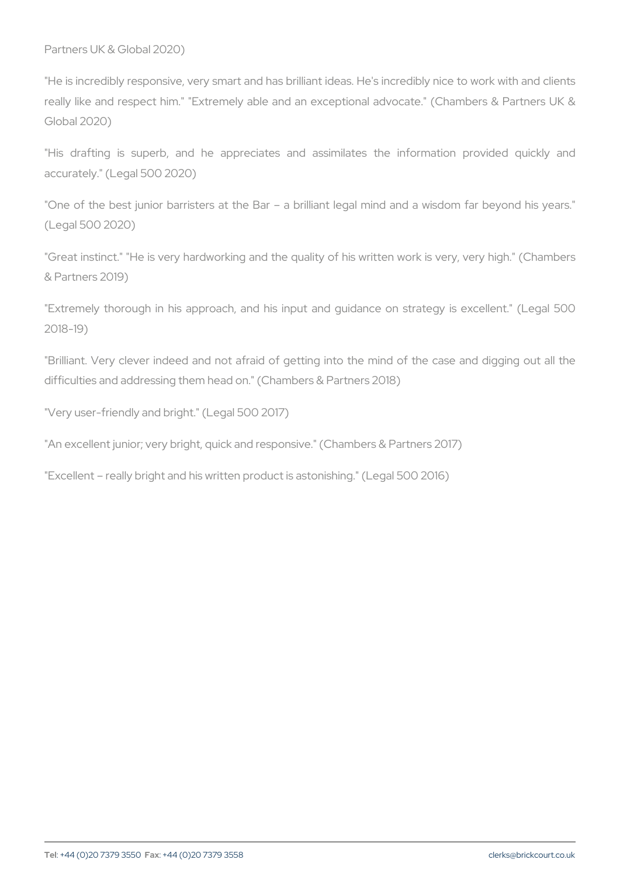Partners UK & Global 2020)

"He is incredibly responsive, very smart and has brilliant ideas. He's incredibly nice to work with and clients really like and respect him." "Extremely able and an exceptional advocate." (Chambers & Partners UK & Global 2020)

"His drafting is superb, and he appreciates and assimilates the information provided quickly and accurately." (Legal 500 2020)

"One of the best junior barristers at the Bar – a brilliant legal mind and a wisdom far beyond his years." (Legal 500 2020)

"Great instinct." "He is very hardworking and the quality of his written work is very, very high." (Chambers & Partners 2019)

"Extremely thorough in his approach, and his input and guidance on strategy is excellent." (Legal 500 2018-19)

"Brilliant. Very clever indeed and not afraid of getting into the mind of the case and digging out all the difficulties and addressing them head on." (Chambers & Partners 2018)

"Very user-friendly and bright." (Legal 500 2017)

"An excellent junior; very bright, quick and responsive." (Chambers & Partners 2017)

"Excellent – really bright and his written product is astonishing." (Legal 500 2016)